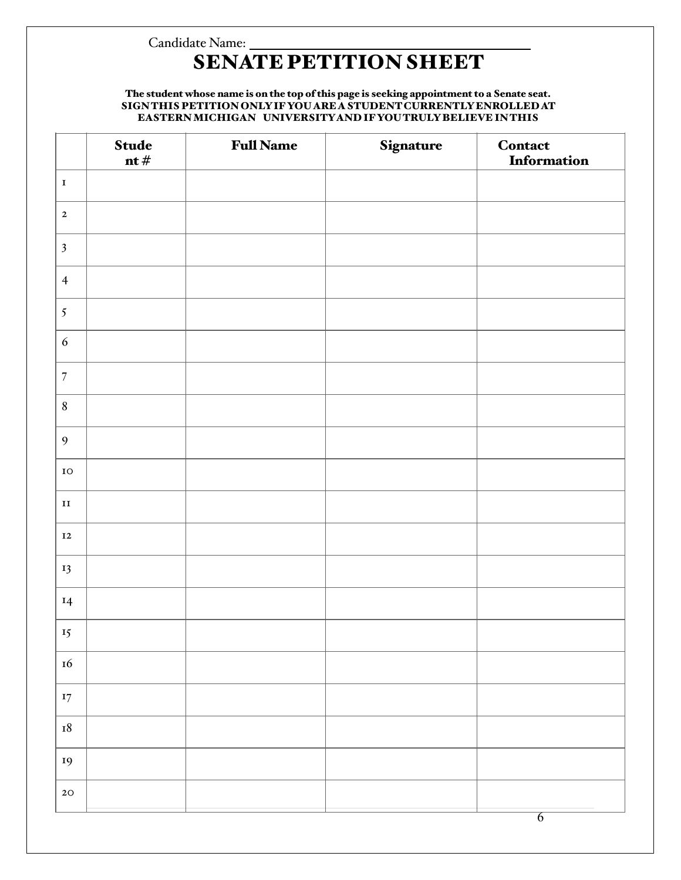Candidate Name: ______________________________

# SENATE PETITION SHEET

**The student whose name is on the top of this page is seeking appointment to a Senate seat.**
**SIGN THIS PETITION ONLY IF YOU ARE A STUDENT CURRENTLY ENROLLED AT EASTERN MICHIGAN UNIVERSITY AND IF YOU TRULY BELIEVE IN THIS**

| | **Student #** | **Full Name** | **Signature** | **Contact Information** |
|---|---|---|---|---|
| 1 | | | | |
| 2 | | | | |
| 3 | | | | |
| 4 | | | | |
| 5 | | | | |
| 6 | | | | |
| 7 | | | | |
| 8 | | | | |
| 9 | | | | |
| 10 | | | | |
| 11 | | | | |
| 12 | | | | |
| 13 | | | | |
| 14 | | | | |
| 15 | | | | |
| 16 | | | | |
| 17 | | | | |
| 18 | | | | |
| 19 | | | | |
| 20 | | | | |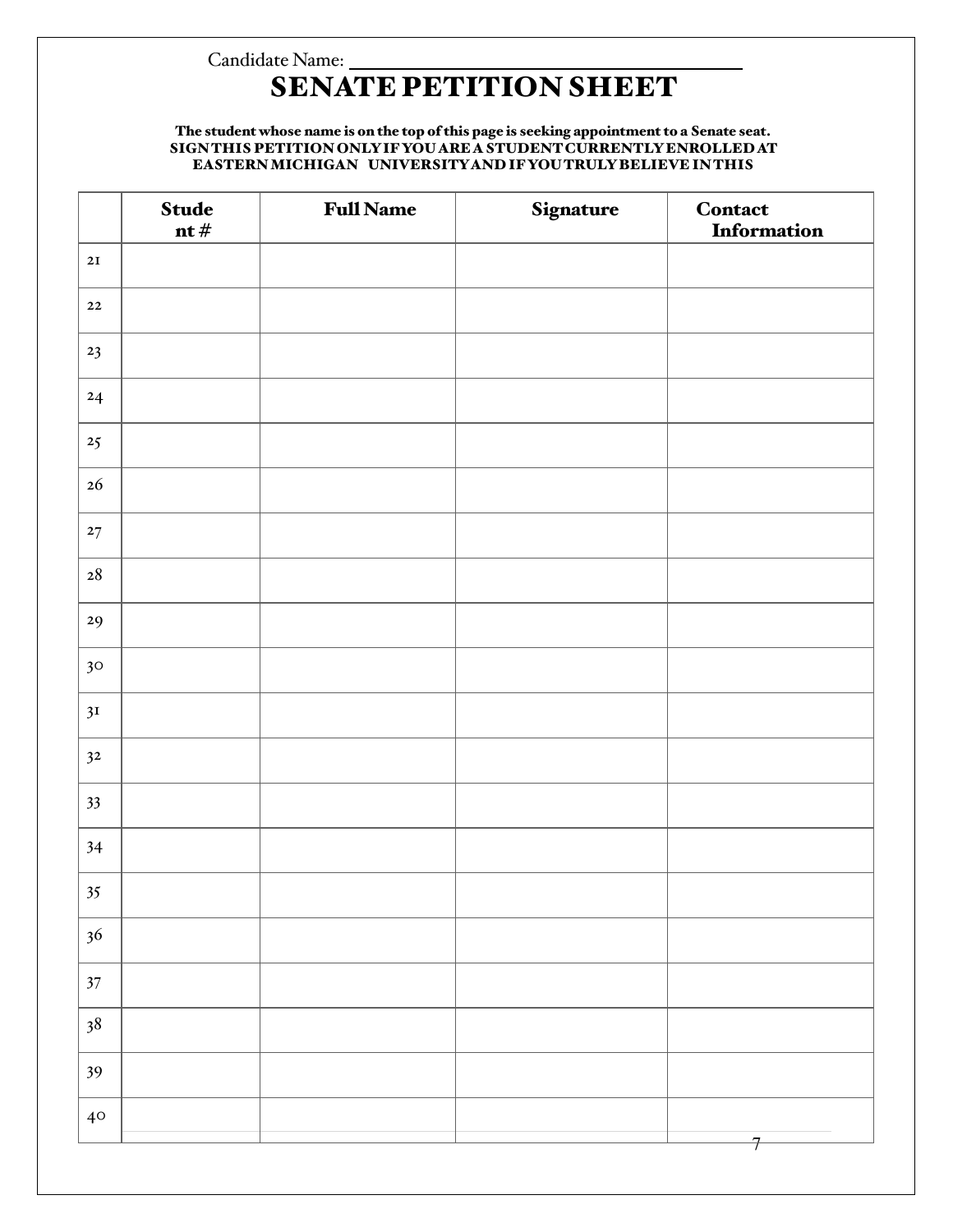Candidate Name: ___________________________________

# SENATE PETITION SHEET

**The student whose name is on the top of this page is seeking appointment to a Senate seat. SIGN THIS PETITION ONLY IF YOU ARE A STUDENT CURRENTLY ENROLLED AT EASTERN MICHIGAN UNIVERSITY AND IF YOU TRULY BELIEVE IN THIS**

| | Student # | Full Name | Signature | Contact Information |
|---|---|---|---|---|
| 21 | | | | |
| 22 | | | | |
| 23 | | | | |
| 24 | | | | |
| 25 | | | | |
| 26 | | | | |
| 27 | | | | |
| 28 | | | | |
| 29 | | | | |
| 30 | | | | |
| 31 | | | | |
| 32 | | | | |
| 33 | | | | |
| 34 | | | | |
| 35 | | | | |
| 36 | | | | |
| 37 | | | | |
| 38 | | | | |
| 39 | | | | |
| 40 | | | | |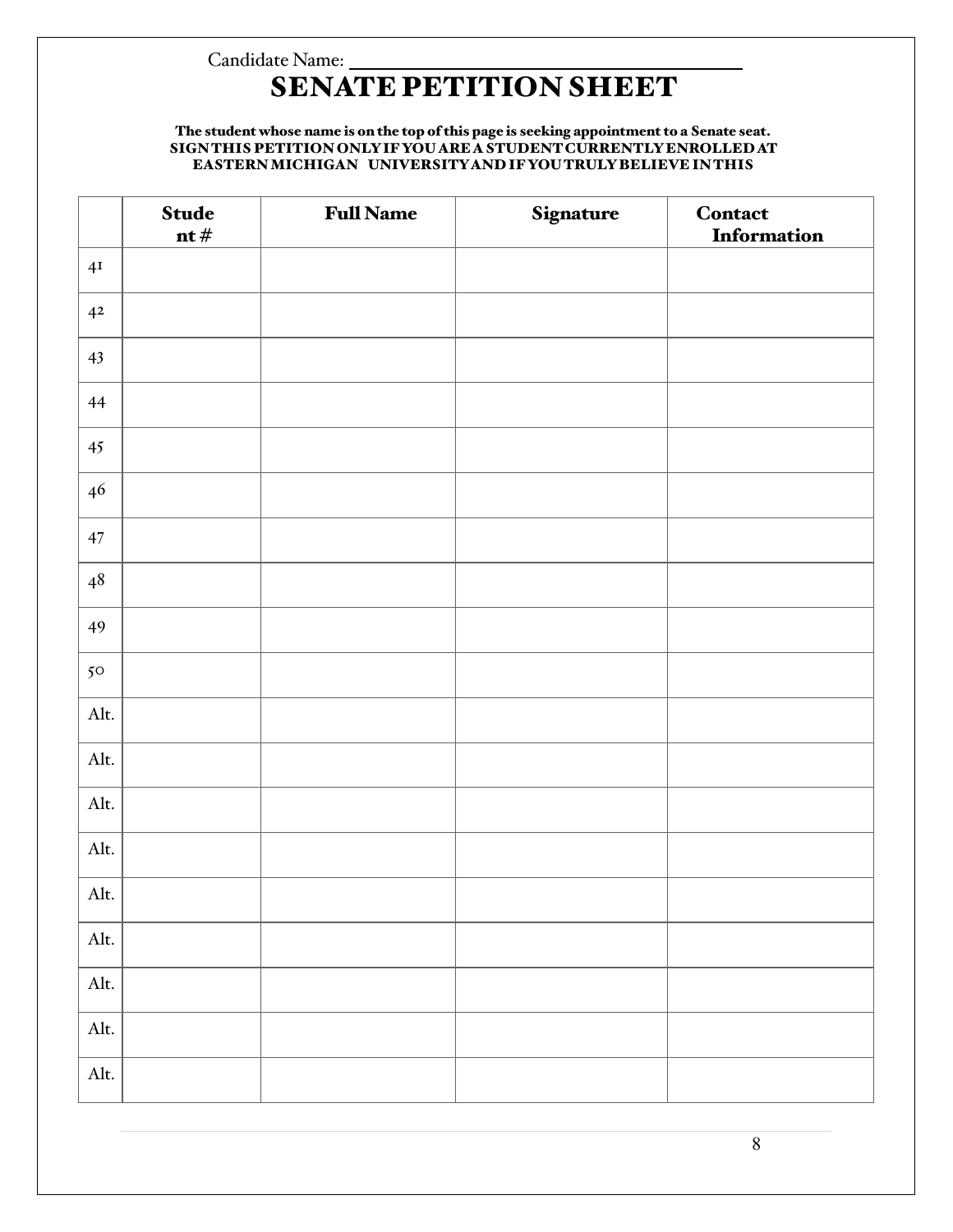Candidate Name: ___________________________________

# SENATE PETITION SHEET

**The student whose name is on the top of this page is seeking appointment to a Senate seat. SIGN THIS PETITION ONLY IF YOU ARE A STUDENT CURRENTLY ENROLLED AT EASTERN MICHIGAN UNIVERSITY AND IF YOU TRULY BELIEVE IN THIS**

| | Stude nt # | Full Name | Signature | Contact Information |
|---|---|---|---|---|
| 41 | | | | |
| 42 | | | | |
| 43 | | | | |
| 44 | | | | |
| 45 | | | | |
| 46 | | | | |
| 47 | | | | |
| 48 | | | | |
| 49 | | | | |
| 50 | | | | |
| Alt. | | | | |
| Alt. | | | | |
| Alt. | | | | |
| Alt. | | | | |
| Alt. | | | | |
| Alt. | | | | |
| Alt. | | | | |
| Alt. | | | | |
| Alt. | | | | |